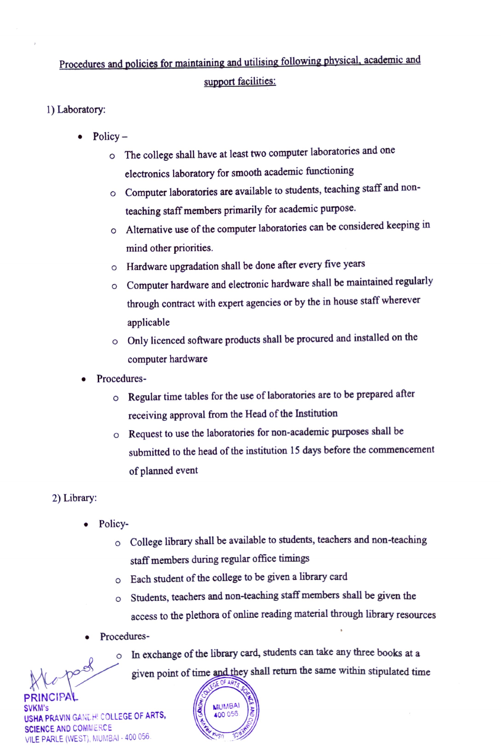# Procedures and policies for maintaining and utilising following physical, academic and support facilities:

## 1) Laboratory:

- Policy –
  - The college shall have at least two computer laboratories and one electronics laboratory for smooth academic functioning
  - Computer laboratories are available to students, teaching staff and non-teaching staff members primarily for academic purpose.
  - Alternative use of the computer laboratories can be considered keeping in mind other priorities.
  - Hardware upgradation shall be done after every five years
  - Computer hardware and electronic hardware shall be maintained regularly through contract with expert agencies or by the in house staff wherever applicable
  - Only licenced software products shall be procured and installed on the computer hardware
- Procedures-
  - Regular time tables for the use of laboratories are to be prepared after receiving approval from the Head of the Institution
  - Request to use the laboratories for non-academic purposes shall be submitted to the head of the institution 15 days before the commencement of planned event

## 2) Library:

- Policy-
  - College library shall be available to students, teachers and non-teaching staff members during regular office timings
  - Each student of the college to be given a library card
  - Students, teachers and non-teaching staff members shall be given the access to the plethora of online reading material through library resources
- Procedures-
  - In exchange of the library card, students can take any three books at a given point of time and they shall return the same within stipulated time

PRINCIPAL
SVKM's
USHA PRAVIN GANDHI COLLEGE OF ARTS, SCIENCE AND COMMERCE
VILE PARLE (WEST), MUMBAI - 400 056.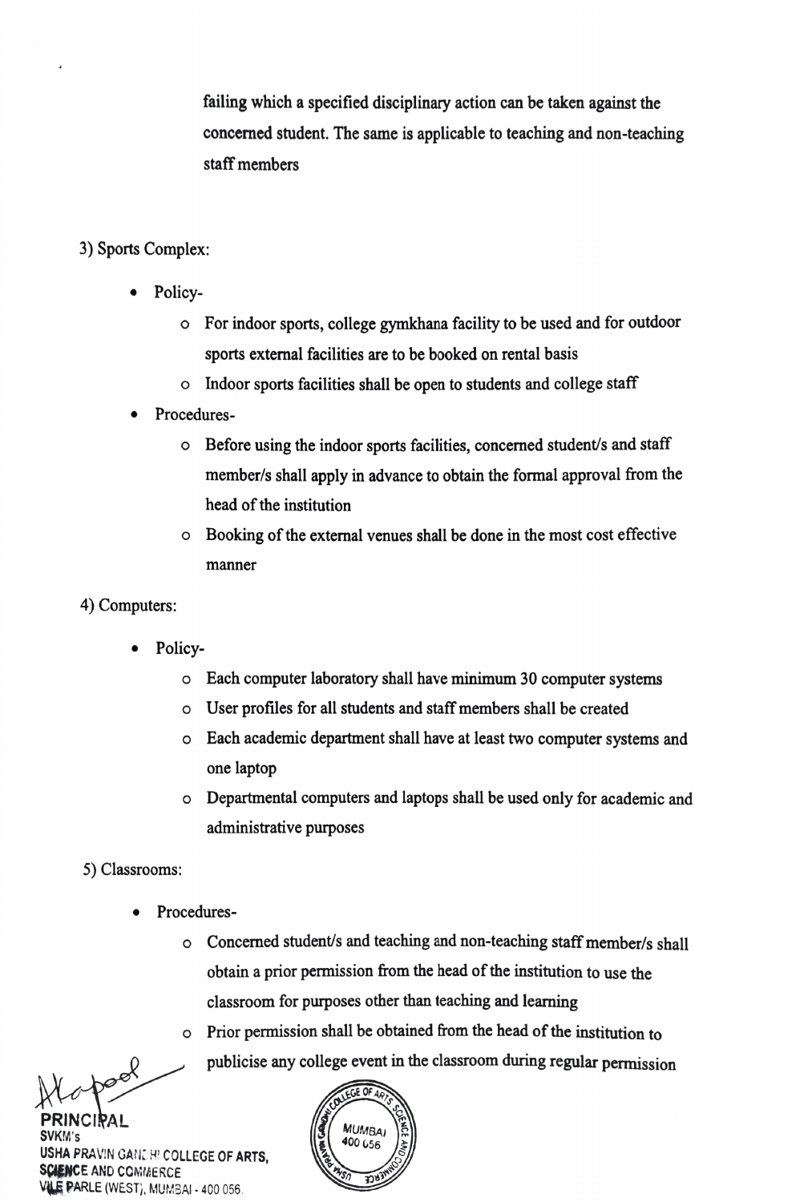failing which a specified disciplinary action can be taken against the concerned student. The same is applicable to teaching and non-teaching staff members

3) Sports Complex:

- Policy-
  - For indoor sports, college gymkhana facility to be used and for outdoor sports external facilities are to be booked on rental basis
  - Indoor sports facilities shall be open to students and college staff
- Procedures-
  - Before using the indoor sports facilities, concerned student/s and staff member/s shall apply in advance to obtain the formal approval from the head of the institution
  - Booking of the external venues shall be done in the most cost effective manner

4) Computers:

- Policy-
  - Each computer laboratory shall have minimum 30 computer systems
  - User profiles for all students and staff members shall be created
  - Each academic department shall have at least two computer systems and one laptop
  - Departmental computers and laptops shall be used only for academic and administrative purposes

5) Classrooms:

- Procedures-
  - Concerned student/s and teaching and non-teaching staff member/s shall obtain a prior permission from the head of the institution to use the classroom for purposes other than teaching and learning
  - Prior permission shall be obtained from the head of the institution to publicise any college event in the classroom during regular permission

PRINCIPAL
SVKM's
USHA PRAVIN GANDHI COLLEGE OF ARTS, SCIENCE AND COMMERCE
VILE PARLE (WEST), MUMBAI - 400 056.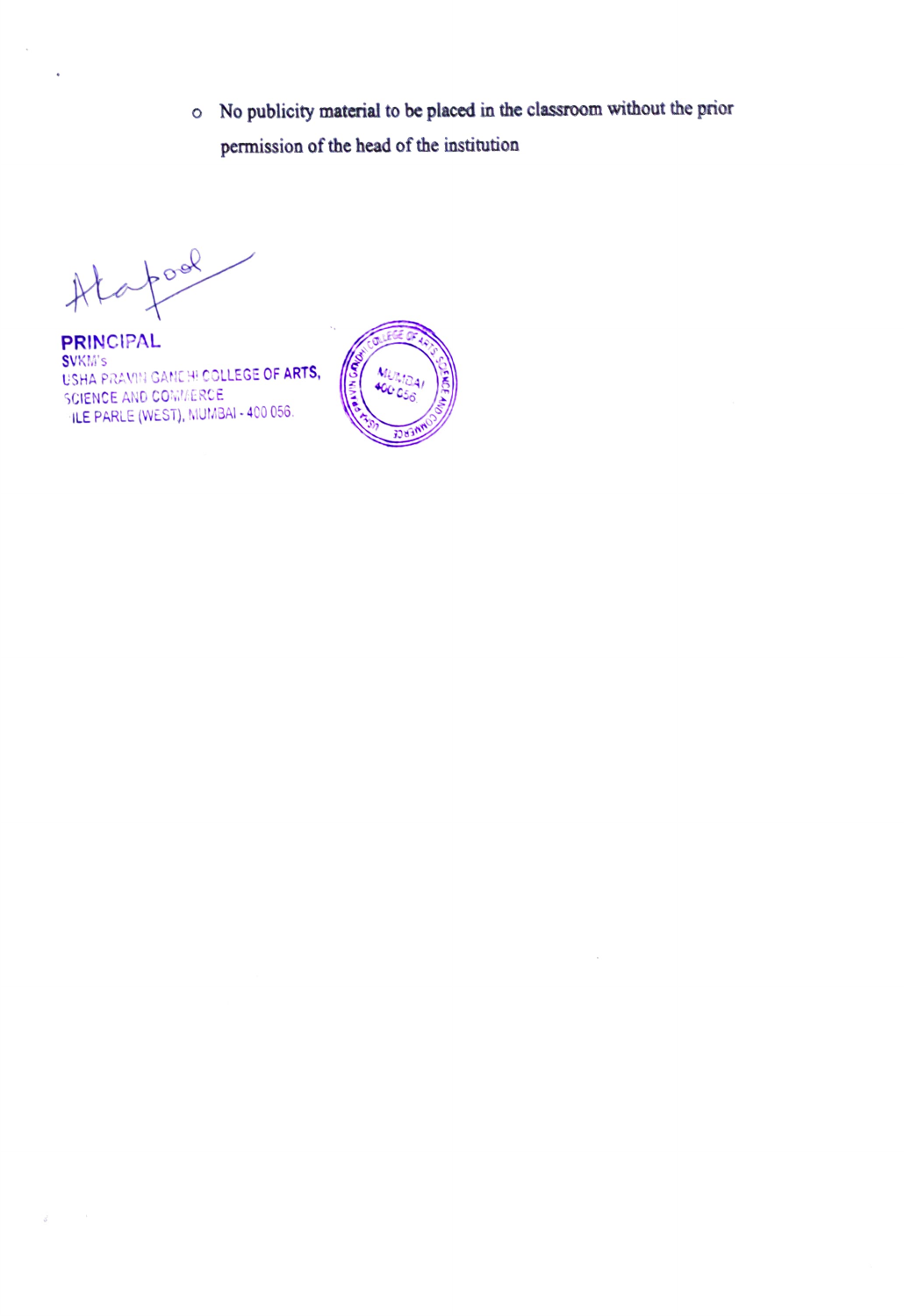- No publicity material to be placed in the classroom without the prior permission of the head of the institution

**PRINCIPAL**
SVKM's
USHA PRAVIN GANDHI COLLEGE OF ARTS,
SCIENCE AND COMMERCE
VILE PARLE (WEST), MUMBAI - 400 056.